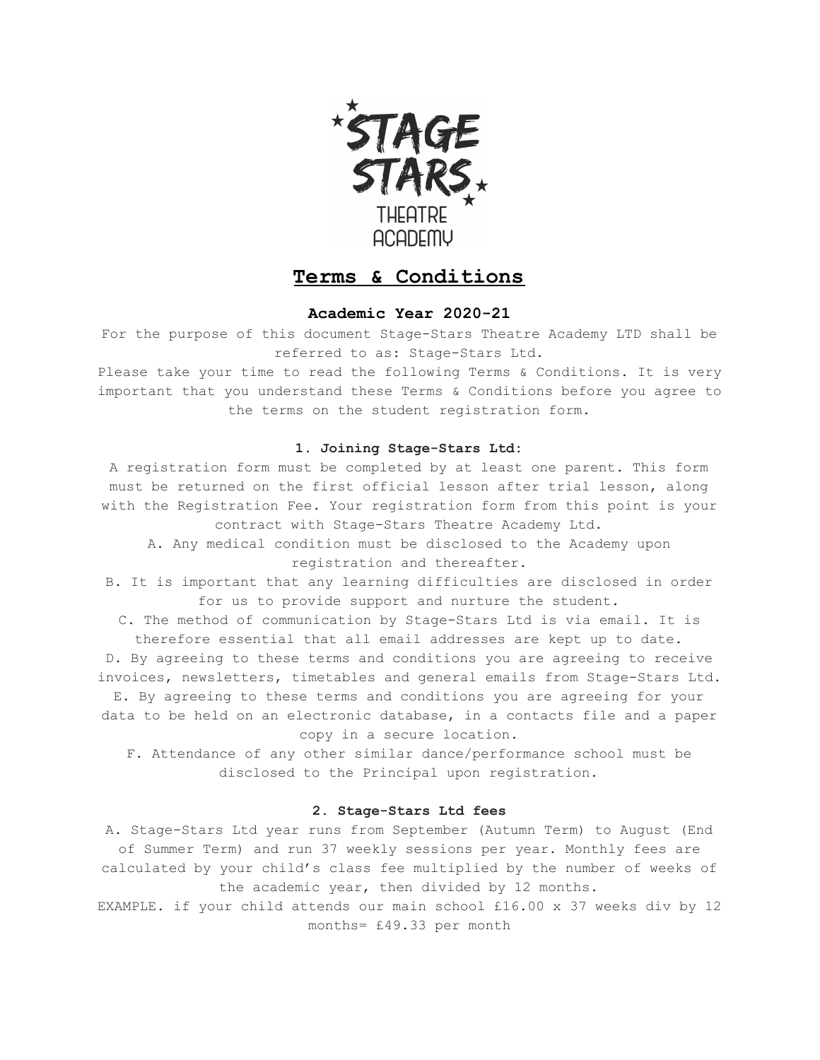# Terms & Conditions

### Academic Year 2020-21

For the purpose of this document Stage-Stars Theatre Academy LTD shall be referred to as: Stage-Stars Ltd.

Please take your time to read the following Terms & Conditions. It is very important that you understand these Terms & Conditions before you agree to the terms on the student registration form.

#### 1. Joining Stage-Stars Ltd:

A registration form must be completed by at least one parent. This form must be returned on the first official lesson after trial lesson, along with the Registration Fee. Your registration form from this point is your contract with Stage-Stars Theatre Academy Ltd.

A. Any medical condition must be disclosed to the Academy upon registration and thereafter.

B. It is important that any learning difficulties are disclosed in order for us to provide support and nurture the student.

C. The method of communication by Stage-Stars Ltd is via email. It is therefore essential that all email addresses are kept up to date.

D. By agreeing to these terms and conditions you are agreeing to receive invoices, newsletters, timetables and general emails from Stage-Stars Ltd.

E. By agreeing to these terms and conditions you are agreeing for your data to be held on an electronic database, in a contacts file and a paper copy in a secure location.

F. Attendance of any other similar dance/performance school must be disclosed to the Principal upon registration.

#### 2. Stage-Stars Ltd fees

A. Stage-Stars Ltd year runs from September (Autumn Term) to August (End of Summer Term) and run 37 weekly sessions per year. Monthly fees are calculated by your child's class fee multiplied by the number of weeks of the academic year, then divided by 12 months.

EXAMPLE. if your child attends our main school £16.00 x 37 weeks div by 12 months= £49.33 per month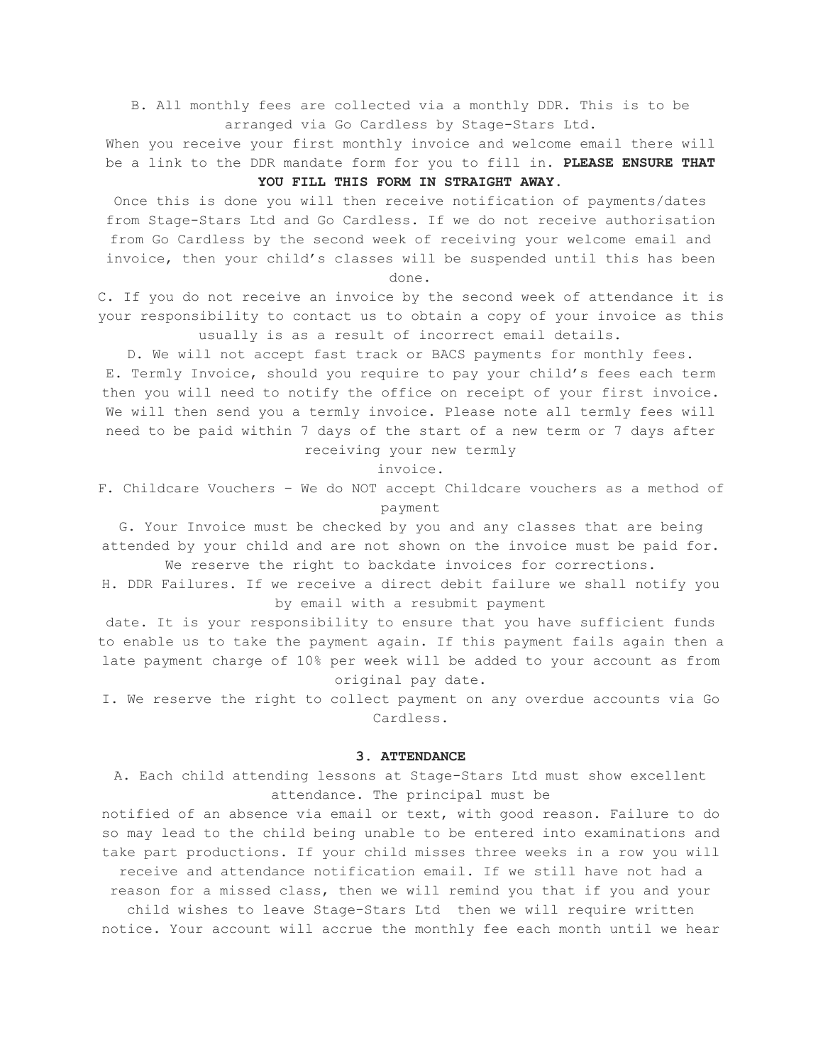B. All monthly fees are collected via a monthly DDR. This is to be arranged via Go Cardless by Stage-Stars Ltd.

When you receive your first monthly invoice and welcome email there will be a link to the DDR mandate form for you to fill in. **PLEASE ENSURE THAT YOU FILL THIS FORM IN STRAIGHT AWAY.**

Once this is done you will then receive notification of payments/dates from Stage-Stars Ltd and Go Cardless. If we do not receive authorisation from Go Cardless by the second week of receiving your welcome email and invoice, then your child's classes will be suspended until this has been done.

C. If you do not receive an invoice by the second week of attendance it is your responsibility to contact us to obtain a copy of your invoice as this usually is as a result of incorrect email details.

D. We will not accept fast track or BACS payments for monthly fees.

E. Termly Invoice, should you require to pay your child's fees each term then you will need to notify the office on receipt of your first invoice. We will then send you a termly invoice. Please note all termly fees will need to be paid within 7 days of the start of a new term or 7 days after receiving your new termly invoice.

F. Childcare Vouchers – We do NOT accept Childcare vouchers as a method of payment

G. Your Invoice must be checked by you and any classes that are being attended by your child and are not shown on the invoice must be paid for. We reserve the right to backdate invoices for corrections.

H. DDR Failures. If we receive a direct debit failure we shall notify you by email with a resubmit payment date. It is your responsibility to ensure that you have sufficient funds to enable us to take the payment again. If this payment fails again then a late payment charge of 10% per week will be added to your account as from original pay date.

I. We reserve the right to collect payment on any overdue accounts via Go Cardless.

## 3. ATTENDANCE

A. Each child attending lessons at Stage-Stars Ltd must show excellent attendance. The principal must be notified of an absence via email or text, with good reason. Failure to do so may lead to the child being unable to be entered into examinations and take part productions. If your child misses three weeks in a row you will receive and attendance notification email. If we still have not had a reason for a missed class, then we will remind you that if you and your child wishes to leave Stage-Stars Ltd then we will require written notice. Your account will accrue the monthly fee each month until we hear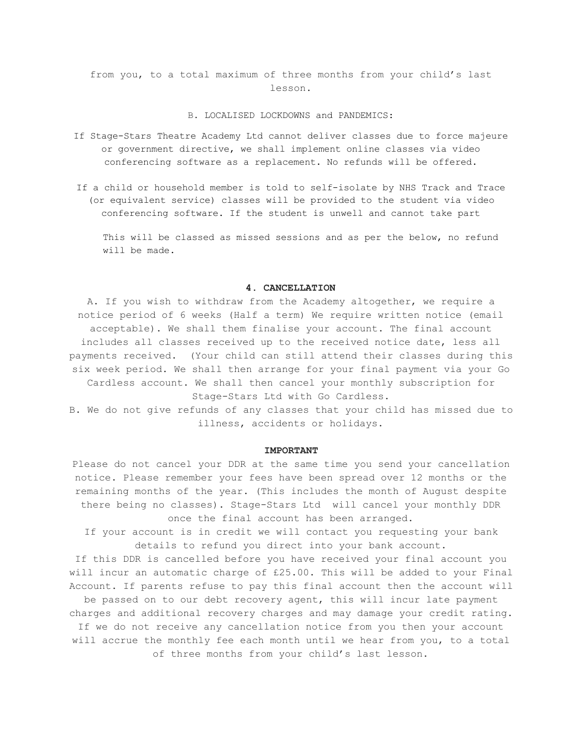from you, to a total maximum of three months from your child's last lesson.

B. LOCALISED LOCKDOWNS and PANDEMICS:

If Stage-Stars Theatre Academy Ltd cannot deliver classes due to force majeure or government directive, we shall implement online classes via video conferencing software as a replacement. No refunds will be offered.

If a child or household member is told to self-isolate by NHS Track and Trace (or equivalent service) classes will be provided to the student via video conferencing software. If the student is unwell and cannot take part

This will be classed as missed sessions and as per the below, no refund will be made.

## 4. CANCELLATION

A. If you wish to withdraw from the Academy altogether, we require a notice period of 6 weeks (Half a term) We require written notice (email acceptable). We shall them finalise your account. The final account includes all classes received up to the received notice date, less all payments received. (Your child can still attend their classes during this six week period. We shall then arrange for your final payment via your Go Cardless account. We shall then cancel your monthly subscription for Stage-Stars Ltd with Go Cardless.

B. We do not give refunds of any classes that your child has missed due to illness, accidents or holidays.

**IMPORTANT**

Please do not cancel your DDR at the same time you send your cancellation notice. Please remember your fees have been spread over 12 months or the remaining months of the year. (This includes the month of August despite there being no classes). Stage-Stars Ltd will cancel your monthly DDR once the final account has been arranged.

If your account is in credit we will contact you requesting your bank details to refund you direct into your bank account.

If this DDR is cancelled before you have received your final account you will incur an automatic charge of £25.00. This will be added to your Final Account. If parents refuse to pay this final account then the account will be passed on to our debt recovery agent, this will incur late payment charges and additional recovery charges and may damage your credit rating.

If we do not receive any cancellation notice from you then your account will accrue the monthly fee each month until we hear from you, to a total of three months from your child's last lesson.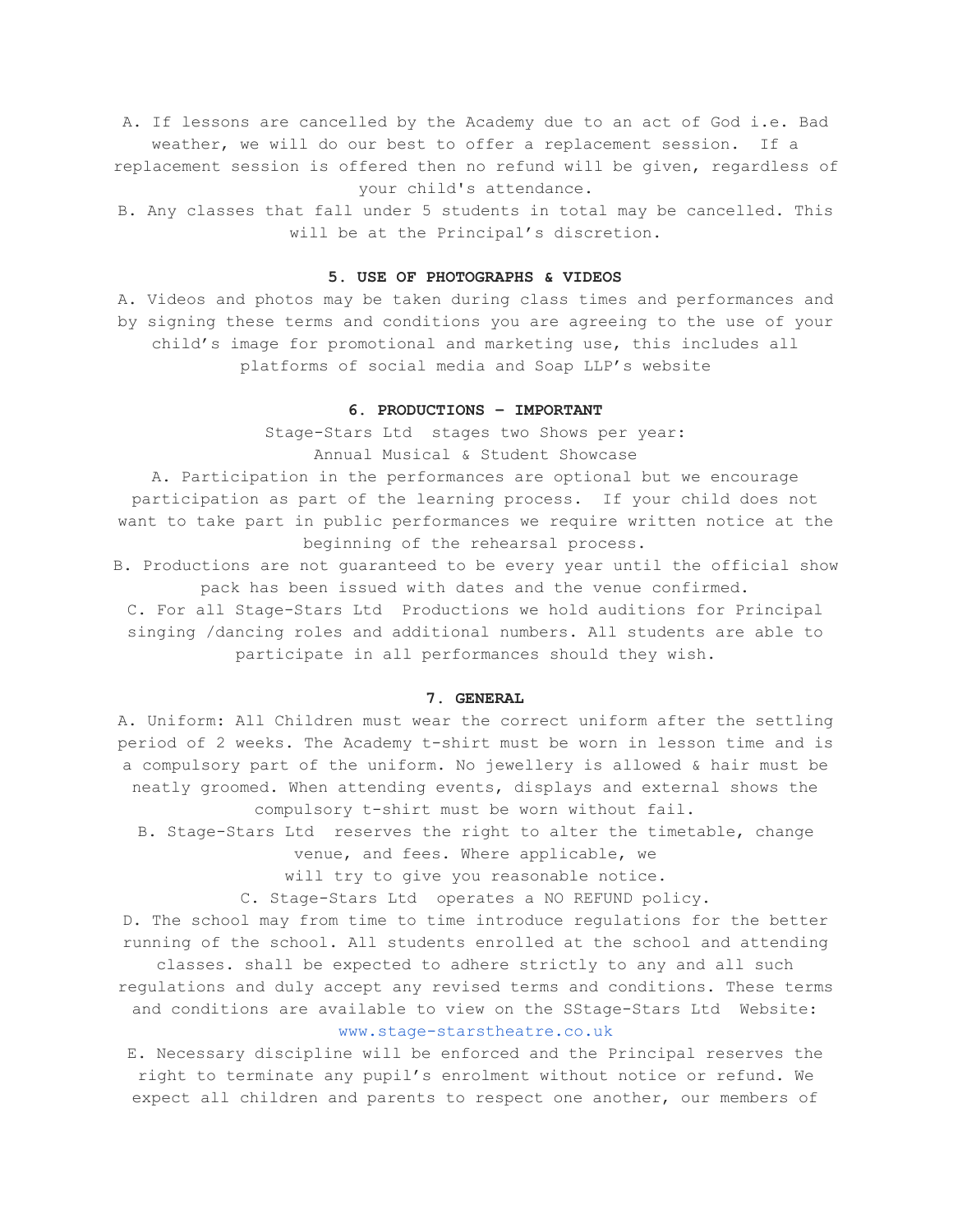A. If lessons are cancelled by the Academy due to an act of God i.e. Bad weather, we will do our best to offer a replacement session. If a replacement session is offered then no refund will be given, regardless of your child's attendance.

B. Any classes that fall under 5 students in total may be cancelled. This will be at the Principal's discretion.

**5. USE OF PHOTOGRAPHS & VIDEOS**

A. Videos and photos may be taken during class times and performances and by signing these terms and conditions you are agreeing to the use of your child's image for promotional and marketing use, this includes all platforms of social media and Soap LLP's website

**6. PRODUCTIONS – IMPORTANT**

Stage-Stars Ltd stages two Shows per year:
Annual Musical & Student Showcase

A. Participation in the performances are optional but we encourage participation as part of the learning process. If your child does not want to take part in public performances we require written notice at the beginning of the rehearsal process.

B. Productions are not guaranteed to be every year until the official show pack has been issued with dates and the venue confirmed.

C. For all Stage-Stars Ltd Productions we hold auditions for Principal singing /dancing roles and additional numbers. All students are able to participate in all performances should they wish.

**7. GENERAL**

A. Uniform: All Children must wear the correct uniform after the settling period of 2 weeks. The Academy t-shirt must be worn in lesson time and is a compulsory part of the uniform. No jewellery is allowed & hair must be neatly groomed. When attending events, displays and external shows the compulsory t-shirt must be worn without fail.

B. Stage-Stars Ltd reserves the right to alter the timetable, change venue, and fees. Where applicable, we will try to give you reasonable notice.

C. Stage-Stars Ltd operates a NO REFUND policy.

D. The school may from time to time introduce regulations for the better running of the school. All students enrolled at the school and attending classes. shall be expected to adhere strictly to any and all such regulations and duly accept any revised terms and conditions. These terms and conditions are available to view on the SStage-Stars Ltd Website: www.stage-starstheatre.co.uk

E. Necessary discipline will be enforced and the Principal reserves the right to terminate any pupil's enrolment without notice or refund. We expect all children and parents to respect one another, our members of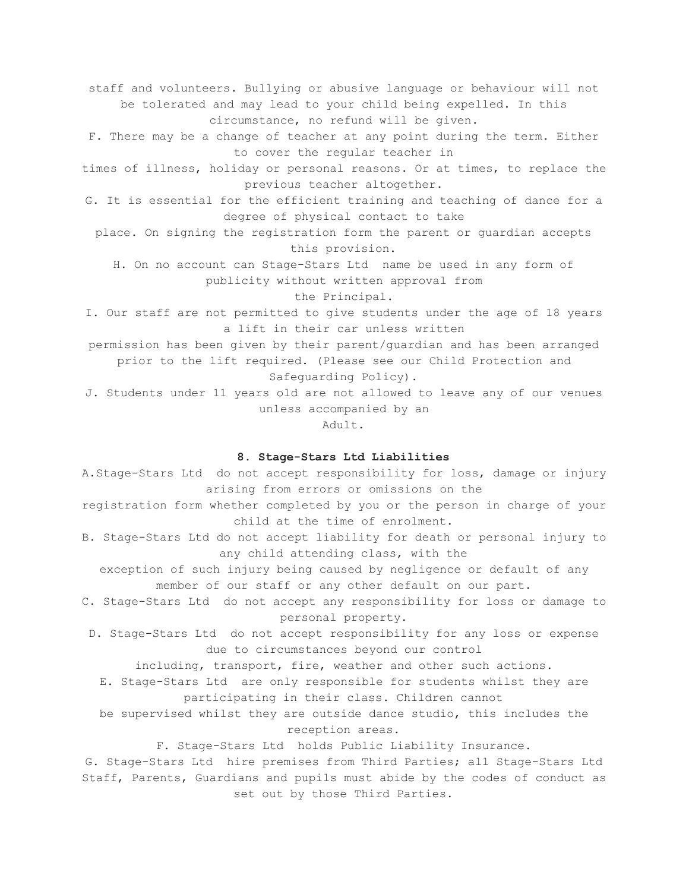staff and volunteers. Bullying or abusive language or behaviour will not be tolerated and may lead to your child being expelled. In this circumstance, no refund will be given.

F. There may be a change of teacher at any point during the term. Either to cover the regular teacher in times of illness, holiday or personal reasons. Or at times, to replace the previous teacher altogether.

G. It is essential for the efficient training and teaching of dance for a degree of physical contact to take place. On signing the registration form the parent or guardian accepts this provision.

H. On no account can Stage-Stars Ltd name be used in any form of publicity without written approval from the Principal.

I. Our staff are not permitted to give students under the age of 18 years a lift in their car unless written permission has been given by their parent/guardian and has been arranged prior to the lift required. (Please see our Child Protection and Safeguarding Policy).

J. Students under 11 years old are not allowed to leave any of our venues unless accompanied by an Adult.

**8. Stage-Stars Ltd Liabilities**

A. Stage-Stars Ltd do not accept responsibility for loss, damage or injury arising from errors or omissions on the registration form whether completed by you or the person in charge of your child at the time of enrolment.

B. Stage-Stars Ltd do not accept liability for death or personal injury to any child attending class, with the exception of such injury being caused by negligence or default of any member of our staff or any other default on our part.

C. Stage-Stars Ltd do not accept any responsibility for loss or damage to personal property.

D. Stage-Stars Ltd do not accept responsibility for any loss or expense due to circumstances beyond our control including, transport, fire, weather and other such actions.

E. Stage-Stars Ltd are only responsible for students whilst they are participating in their class. Children cannot be supervised whilst they are outside dance studio, this includes the reception areas.

F. Stage-Stars Ltd holds Public Liability Insurance.

G. Stage-Stars Ltd hire premises from Third Parties; all Stage-Stars Ltd Staff, Parents, Guardians and pupils must abide by the codes of conduct as set out by those Third Parties.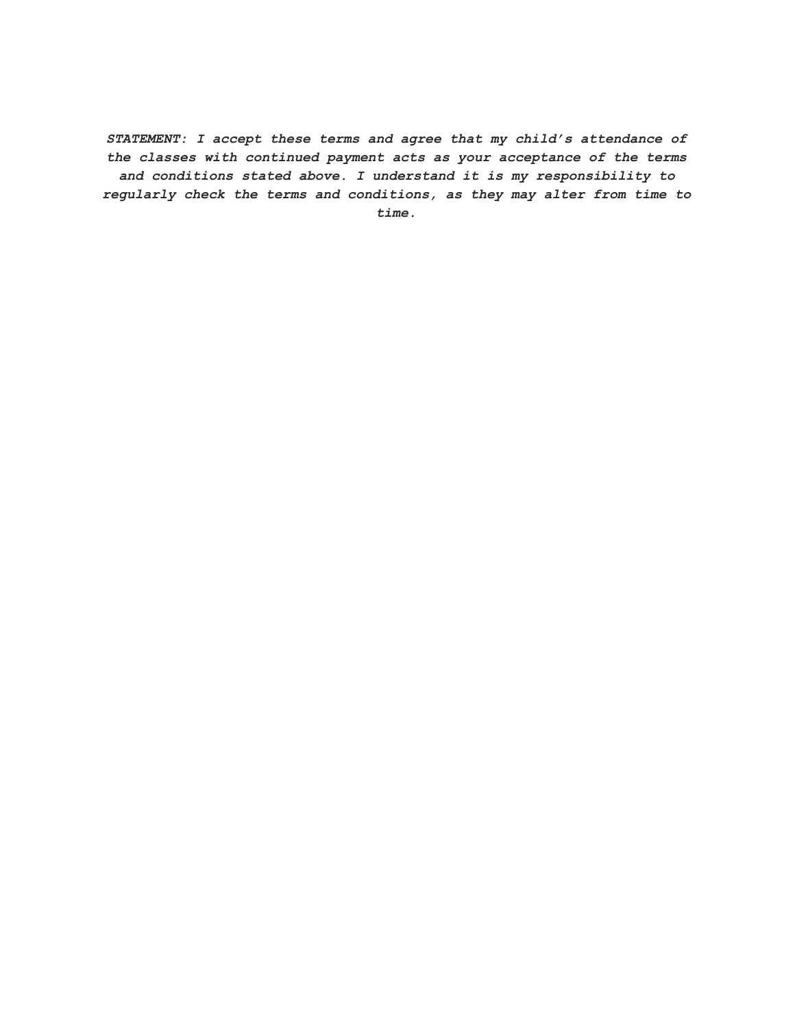***STATEMENT: I accept these terms and agree that my child's attendance of the classes with continued payment acts as your acceptance of the terms and conditions stated above. I understand it is my responsibility to regularly check the terms and conditions, as they may alter from time to time.***